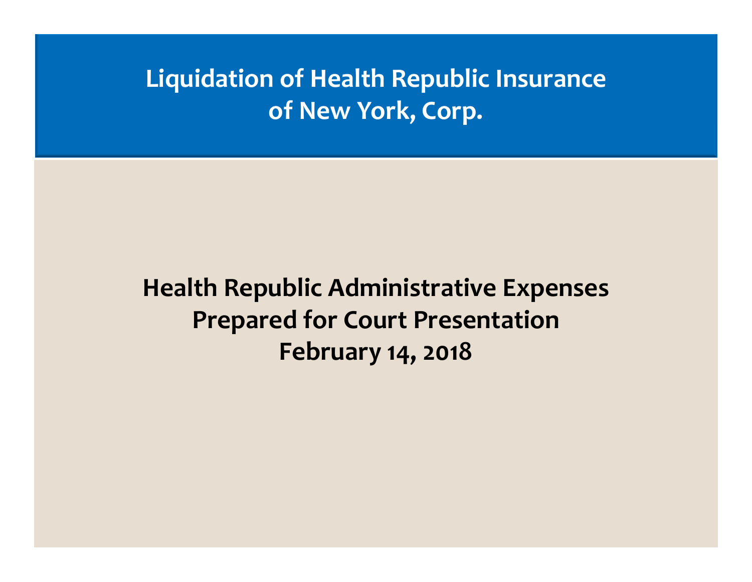# Liquidation of Health Republic Insurance of New York, Corp.

## Health Republic Administrative Expenses Prepared for Court Presentation February 14, 2018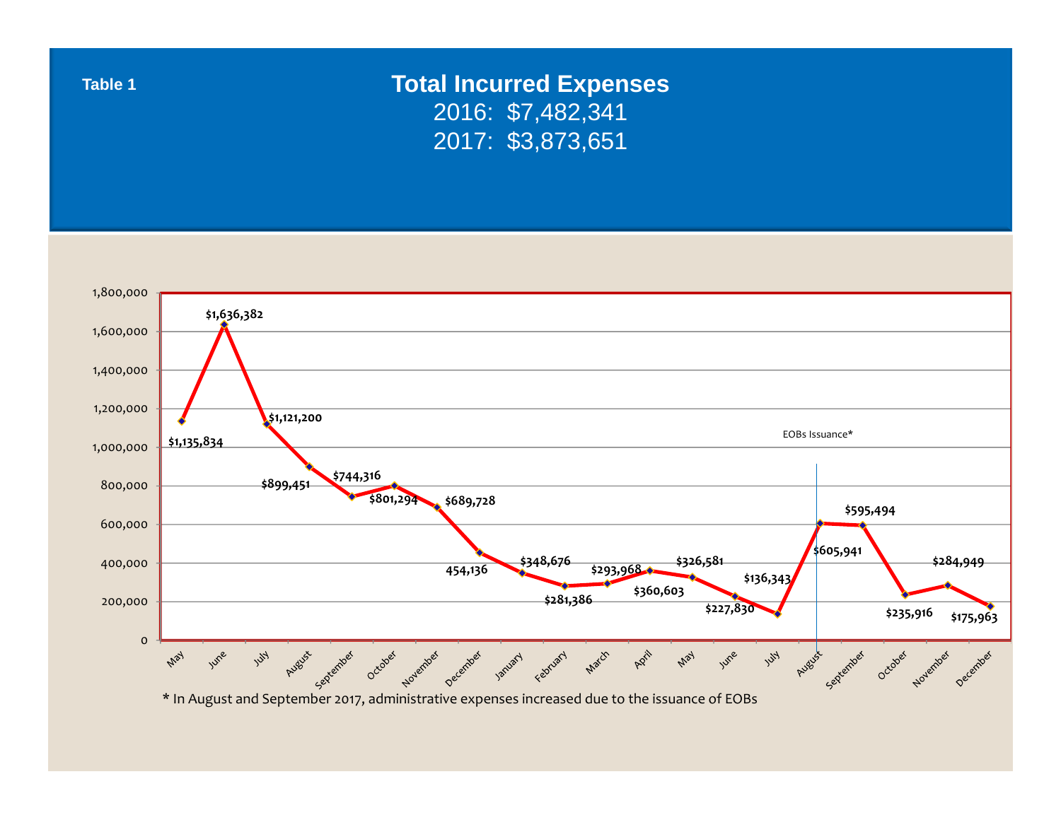**Table 1**

## Total Incurred Expenses

2016: $7,482,341

2017: $3,873,651

| Month | Incurred Expenses |
|---|---|
| May | $1,135,834 |
| June | $1,636,382 |
| July | $1,121,200 |
| August | $899,451 |
| September | $744,316 |
| October | $801,294 |
| November | $689,728 |
| December | 454,136 |
| January | $348,676 |
| February | $281,386 |
| March | $293,968 |
| April | $360,603 |
| May | $326,581 |
| June | $227,830 |
| July | $136,343 |
| August | $605,941 |
| September | $595,494 |
| October | $235,916 |
| November | $284,949 |
| December | $175,963 |

EOBs Issuance*

* In August and September 2017, administrative expenses increased due to the issuance of EOBs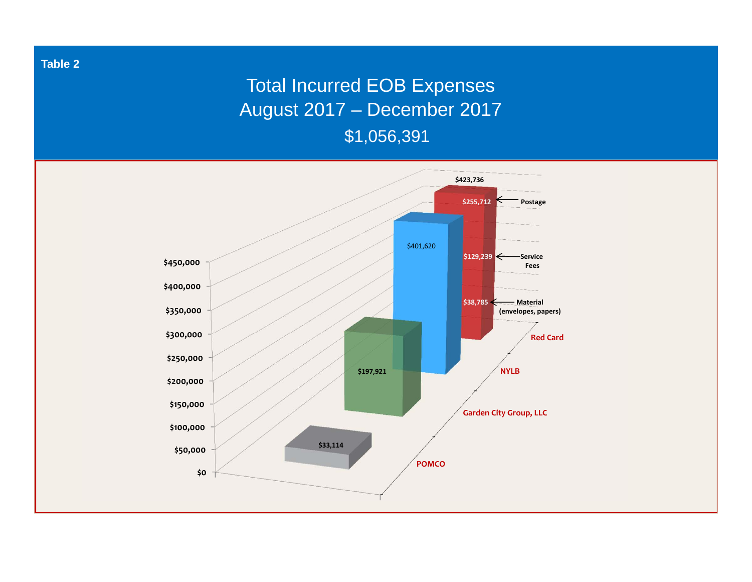**Table 2**

# Total Incurred EOB Expenses
# August 2017 – December 2017
# $1,056,391

| Vendor | Total Incurred EOB Expenses |
|---|---|
| POMCO | $33,114 |
| Garden City Group, LLC | $197,921 |
| NYLB | $401,620 |
| Red Card | $423,736 |

Red Card breakdown:

| Component | Amount |
|---|---|
| Postage | $255,712 |
| Service Fees | $129,239 |
| Material (envelopes, papers) | $38,785 |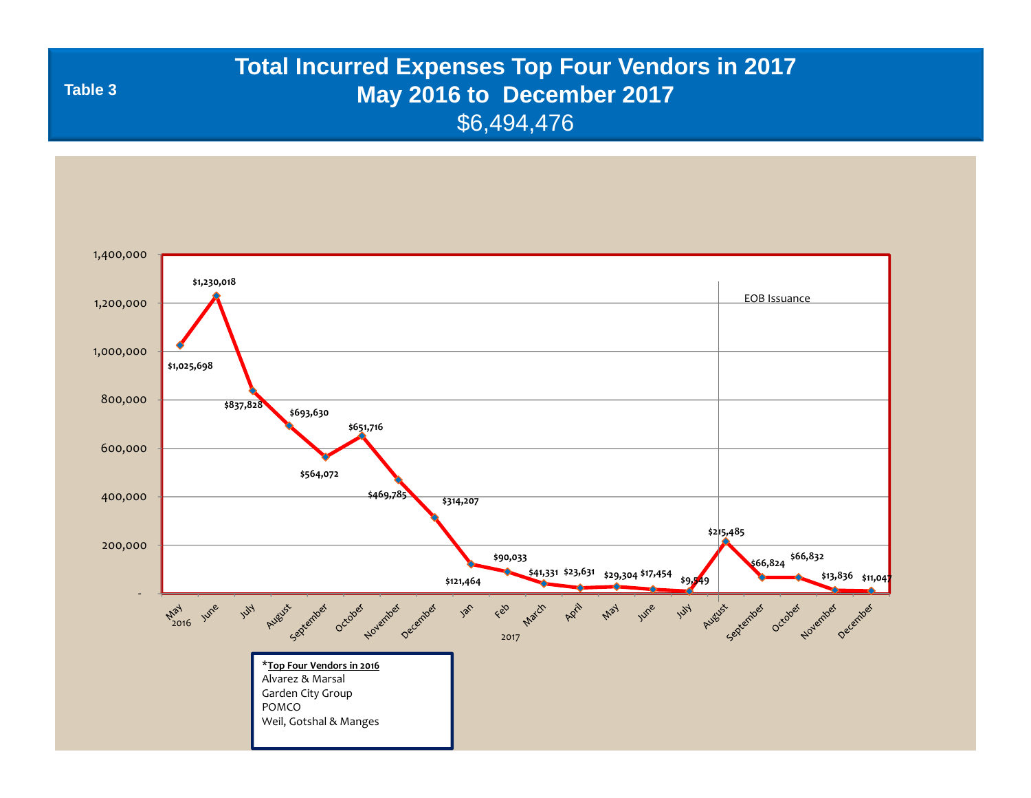Table 3

# Total Incurred Expenses Top Four Vendors in 2017
## May 2016 to December 2017
$6,494,476

| Month | Amount |
|---|---|
| May 2016 | $1,025,698 |
| June | $1,230,018 |
| July | $837,828 |
| August | $693,630 |
| September | $564,072 |
| October | $651,716 |
| November | $469,785 |
| December | $314,207 |
| Jan 2017 | $121,464 |
| Feb | $90,033 |
| March | $41,331 |
| April | $23,631 |
| May | $29,304 |
| June | $17,454 |
| July | $9,549 |
| August | $215,485 |
| September | $66,824 |
| October | $66,832 |
| November | $13,836 |
| December | $11,047 |

EOB Issuance

*Top Four Vendors in 2016
Alvarez & Marsal
Garden City Group
POMCO
Weil, Gotshal & Manges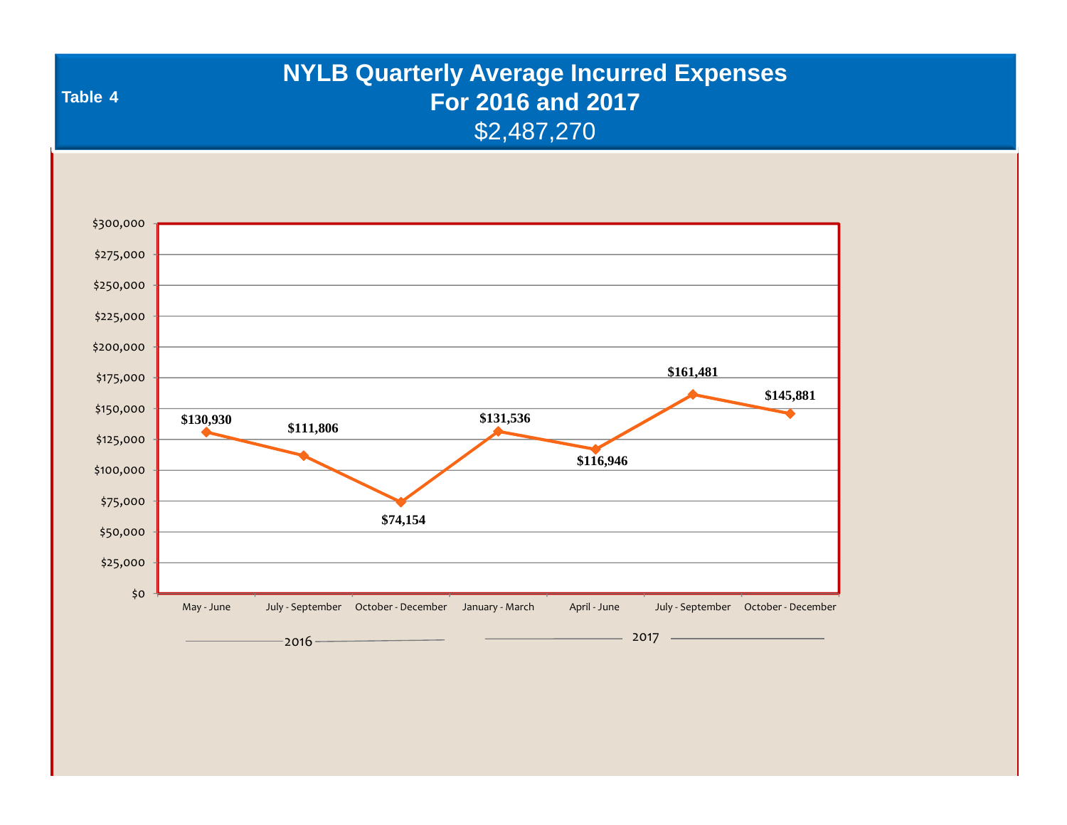Table 4

# NYLB Quarterly Average Incurred Expenses
# For 2016 and 2017

$2,487,270

| Year | Quarter | Average Incurred Expenses |
|---|---|---|
| 2016 | May - June | $130,930 |
| 2016 | July - September | $111,806 |
| 2016 | October - December | $74,154 |
| 2017 | January - March | $131,536 |
| 2017 | April - June | $116,946 |
| 2017 | July - September | $161,481 |
| 2017 | October - December | $145,881 |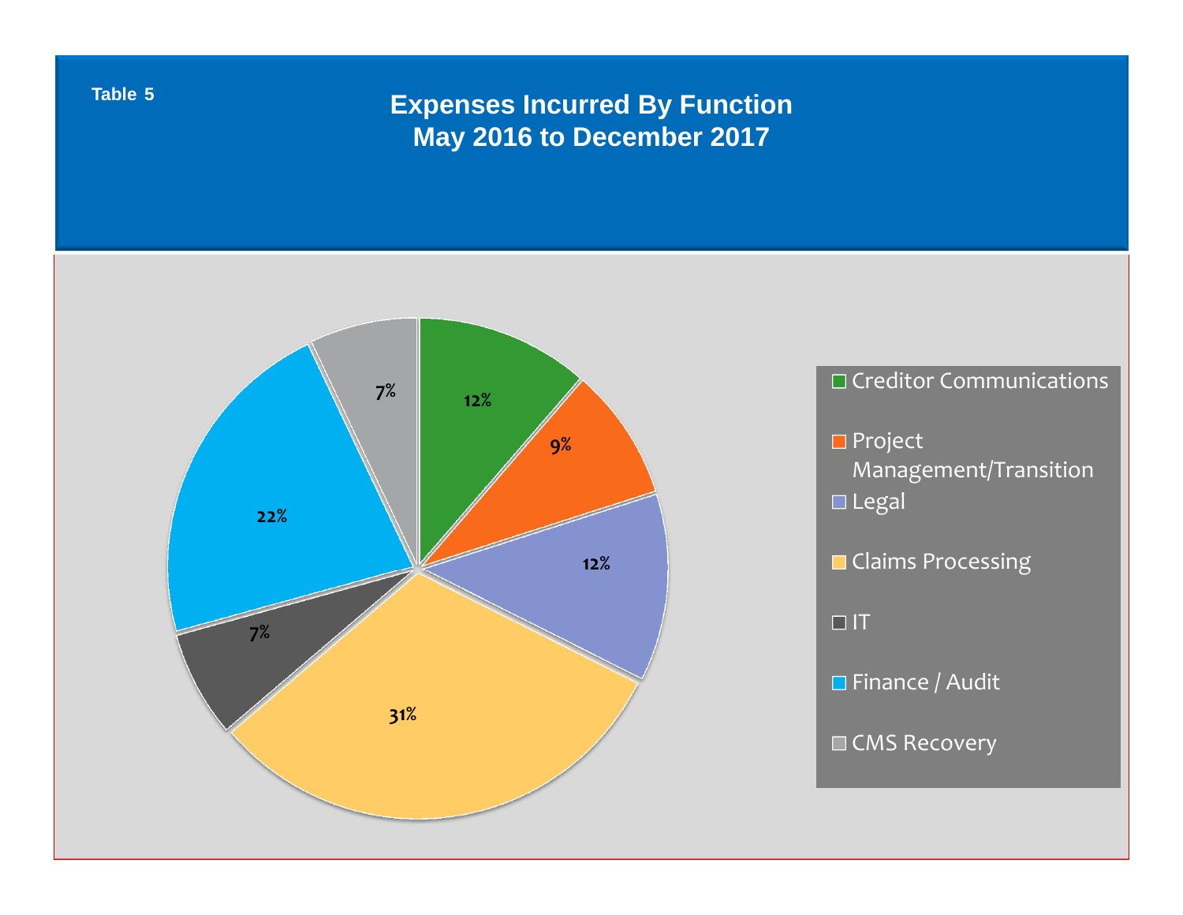Table 5

# Expenses Incurred By Function
## May 2016 to December 2017

| Function | Percentage |
|---|---|
| Creditor Communications | 12% |
| Project Management/Transition | 9% |
| Legal | 12% |
| Claims Processing | 31% |
| IT | 7% |
| Finance / Audit | 22% |
| CMS Recovery | 7% |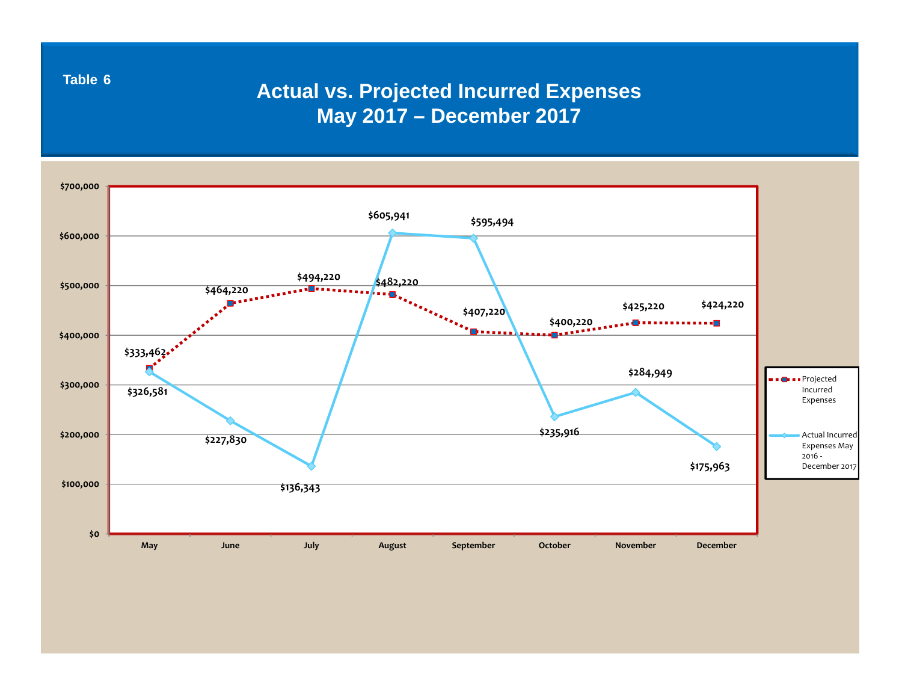Table 6

# Actual vs. Projected Incurred Expenses May 2017 – December 2017

| Month | Projected Incurred Expenses | Actual Incurred Expenses May 2016 - December 2017 |
|---|---|---|
| May | $333,462 | $326,581 |
| June | $464,220 | $227,830 |
| July | $494,220 | $136,343 |
| August | $482,220 | $605,941 |
| September | $407,220 | $595,494 |
| October | $400,220 | $235,916 |
| November | $425,220 | $284,949 |
| December | $424,220 | $175,963 |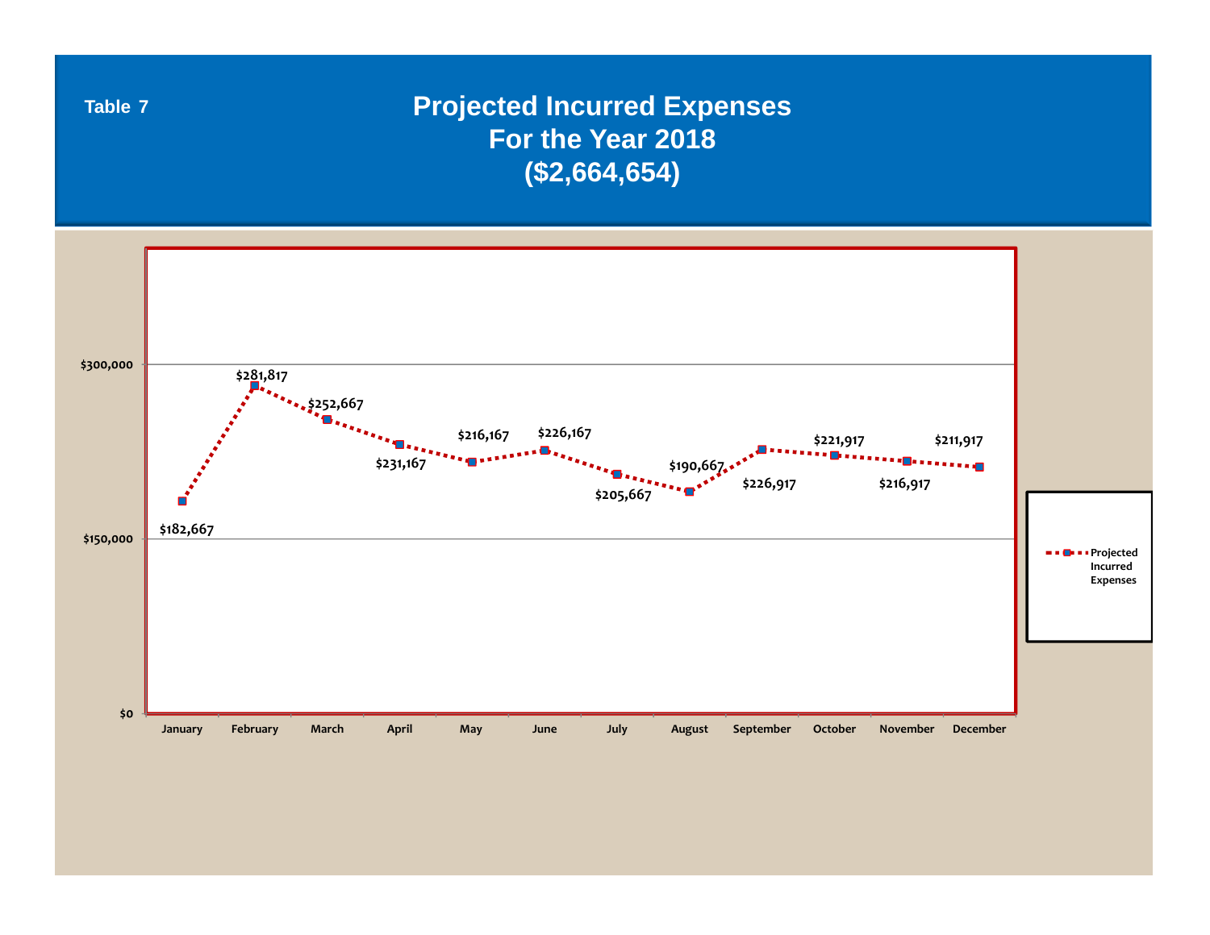Table 7

# Projected Incurred Expenses
## For the Year 2018
## ($2,664,654)

$300,000
$150,000
$0

January
February
March
April
May
June
July
August
September
October
November
December

$182,667
$281,817
$252,667
$231,167
$216,167
$226,167
$205,667
$190,667
$226,917
$221,917
$216,917
$211,917

Projected Incurred Expenses